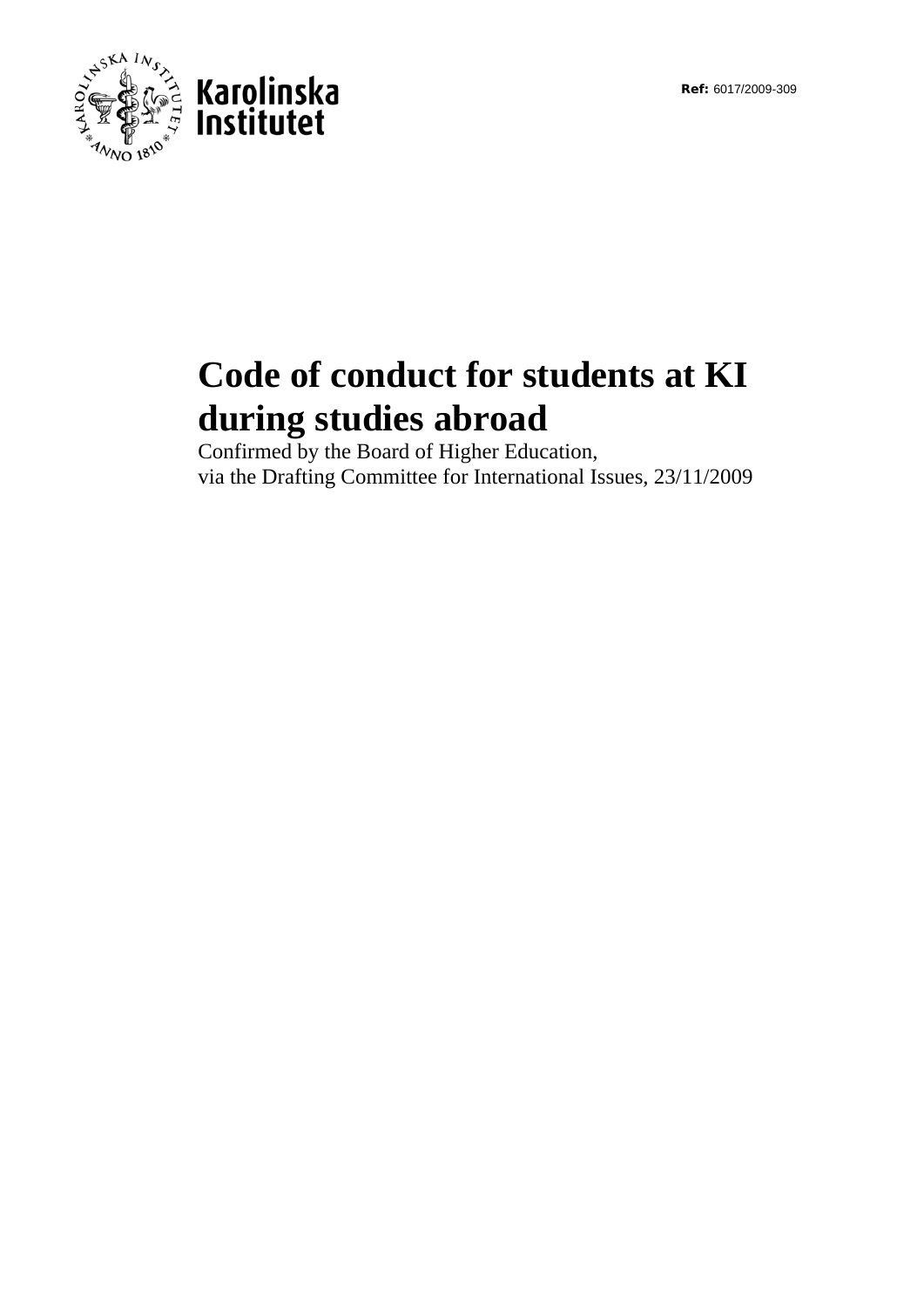Karolinska Institutet

**Ref:** 6017/2009-309

# Code of conduct for students at KI during studies abroad

Confirmed by the Board of Higher Education,
via the Drafting Committee for International Issues, 23/11/2009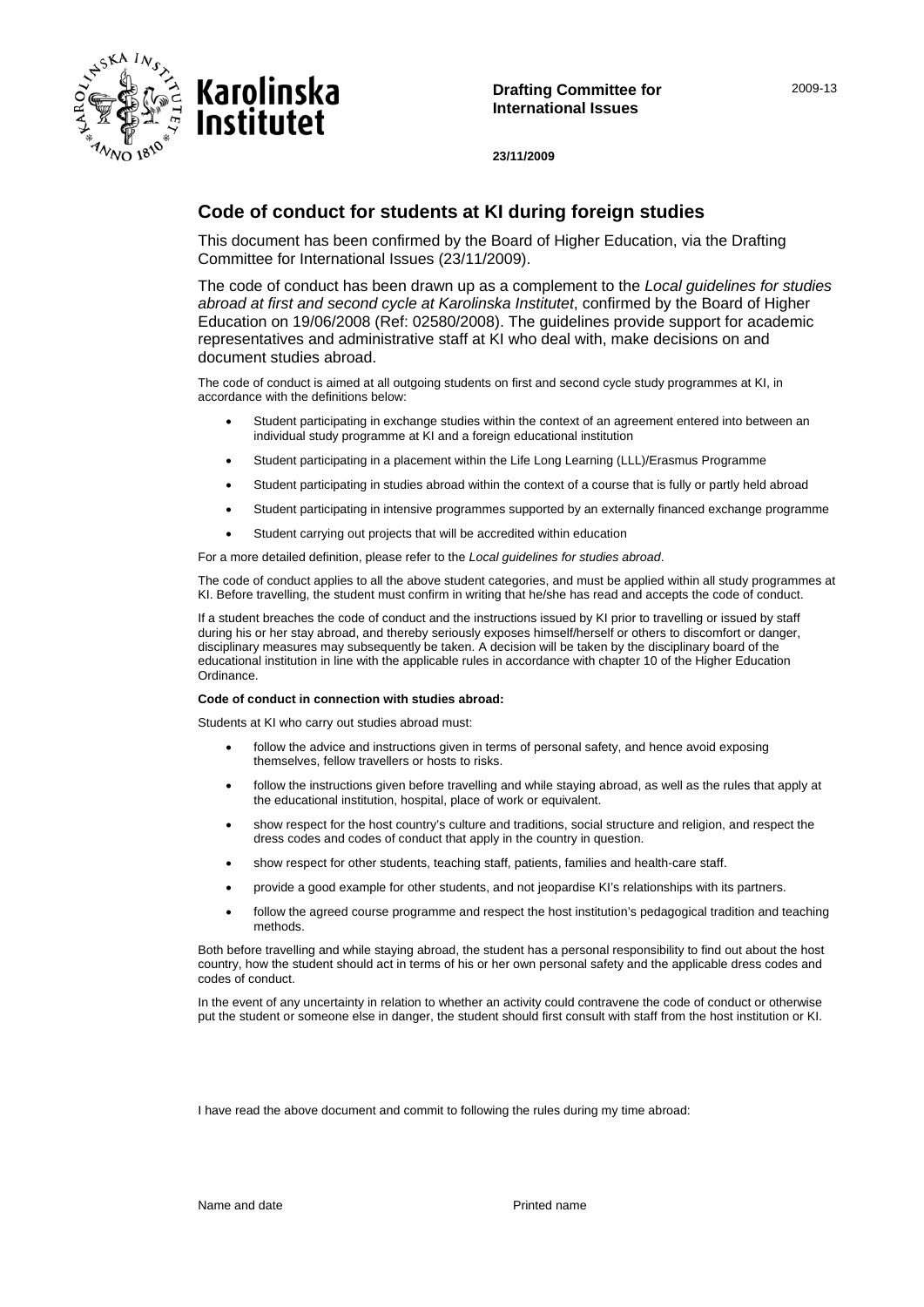**Drafting Committee for International Issues**

2009-13

**23/11/2009**

## Code of conduct for students at KI during foreign studies

This document has been confirmed by the Board of Higher Education, via the Drafting Committee for International Issues (23/11/2009).

The code of conduct has been drawn up as a complement to the *Local guidelines for studies abroad at first and second cycle at Karolinska Institutet*, confirmed by the Board of Higher Education on 19/06/2008 (Ref: 02580/2008). The guidelines provide support for academic representatives and administrative staff at KI who deal with, make decisions on and document studies abroad.

The code of conduct is aimed at all outgoing students on first and second cycle study programmes at KI, in accordance with the definitions below:

- Student participating in exchange studies within the context of an agreement entered into between an individual study programme at KI and a foreign educational institution
- Student participating in a placement within the Life Long Learning (LLL)/Erasmus Programme
- Student participating in studies abroad within the context of a course that is fully or partly held abroad
- Student participating in intensive programmes supported by an externally financed exchange programme
- Student carrying out projects that will be accredited within education

For a more detailed definition, please refer to the *Local guidelines for studies abroad*.

The code of conduct applies to all the above student categories, and must be applied within all study programmes at KI. Before travelling, the student must confirm in writing that he/she has read and accepts the code of conduct.

If a student breaches the code of conduct and the instructions issued by KI prior to travelling or issued by staff during his or her stay abroad, and thereby seriously exposes himself/herself or others to discomfort or danger, disciplinary measures may subsequently be taken. A decision will be taken by the disciplinary board of the educational institution in line with the applicable rules in accordance with chapter 10 of the Higher Education Ordinance.

**Code of conduct in connection with studies abroad:**

Students at KI who carry out studies abroad must:

- follow the advice and instructions given in terms of personal safety, and hence avoid exposing themselves, fellow travellers or hosts to risks.
- follow the instructions given before travelling and while staying abroad, as well as the rules that apply at the educational institution, hospital, place of work or equivalent.
- show respect for the host country's culture and traditions, social structure and religion, and respect the dress codes and codes of conduct that apply in the country in question.
- show respect for other students, teaching staff, patients, families and health-care staff.
- provide a good example for other students, and not jeopardise KI's relationships with its partners.
- follow the agreed course programme and respect the host institution's pedagogical tradition and teaching methods.

Both before travelling and while staying abroad, the student has a personal responsibility to find out about the host country, how the student should act in terms of his or her own personal safety and the applicable dress codes and codes of conduct.

In the event of any uncertainty in relation to whether an activity could contravene the code of conduct or otherwise put the student or someone else in danger, the student should first consult with staff from the host institution or KI.

I have read the above document and commit to following the rules during my time abroad:

Name and date

Printed name